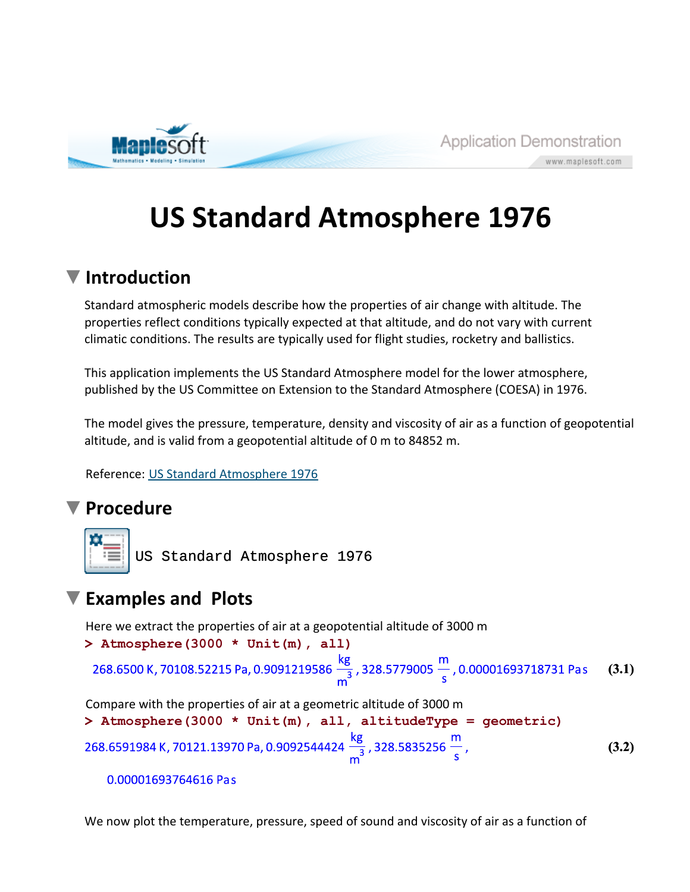# US Standard Atmosphere 1976

## Introduction

Standard atmospheric models describe how the properties of air change with altitude. The properties reflect conditions typically expected at that altitude, and do not vary with current climatic conditions. The results are typically used for flight studies, rocketry and ballistics.

This application implements the US Standard Atmosphere model for the lower atmosphere, published by the US Committee on Extension to the Standard Atmosphere (COESA) in 1976.

The model gives the pressure, temperature, density and viscosity of air as a function of geopotential altitude, and is valid from a geopotential altitude of 0 m to 84852 m.

Reference: US Standard Atmosphere 1976

## Procedure

US Standard Atmosphere 1976

## Examples and Plots

Here we extract the properties of air at a geopotential altitude of 3000 m

```
> Atmosphere(3000 * Unit(m), all)
```

$$268.6500\ \mathrm{K},\ 70108.52215\ \mathrm{Pa},\ 0.9091219586\ \frac{\mathrm{kg}}{\mathrm{m}^3},\ 328.5779005\ \frac{\mathrm{m}}{\mathrm{s}},\ 0.00001693718731\ \mathrm{Pa\,s} \quad (3.1)$$

Compare with the properties of air at a geometric altitude of 3000 m

```
> Atmosphere(3000 * Unit(m), all, altitudeType = geometric)
```

$$268.6591984\ \mathrm{K},\ 70121.13970\ \mathrm{Pa},\ 0.9092544424\ \frac{\mathrm{kg}}{\mathrm{m}^3},\ 328.5835256\ \frac{\mathrm{m}}{\mathrm{s}},\ 0.00001693764616\ \mathrm{Pa\,s} \quad (3.2)$$

We now plot the temperature, pressure, speed of sound and viscosity of air as a function of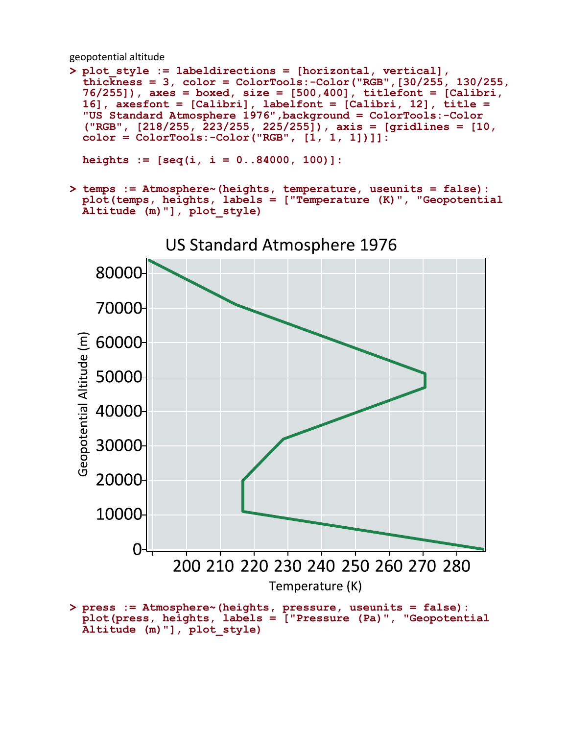geopotential altitude

```
> plot_style := labeldirections = [horizontal, vertical],
  thickness = 3, color = ColorTools:-Color("RGB",[30/255, 130/255,
  76/255]), axes = boxed, size = [500,400], titlefont = [Calibri,
  16], axesfont = [Calibri], labelfont = [Calibri, 12], title =
  "US Standard Atmosphere 1976",background = ColorTools:-Color
  ("RGB", [218/255, 223/255, 225/255]), axis = [gridlines = [10,
  color = ColorTools:-Color("RGB", [1, 1, 1])]]:

  heights := [seq(i, i = 0..84000, 100)]:
```

```
> temps := Atmosphere~(heights, temperature, useunits = false):
  plot(temps, heights, labels = ["Temperature (K)", "Geopotential
  Altitude (m)"], plot_style)
```

US Standard Atmosphere 1976

```
> press := Atmosphere~(heights, pressure, useunits = false):
  plot(press, heights, labels = ["Pressure (Pa)", "Geopotential
  Altitude (m)"], plot_style)
```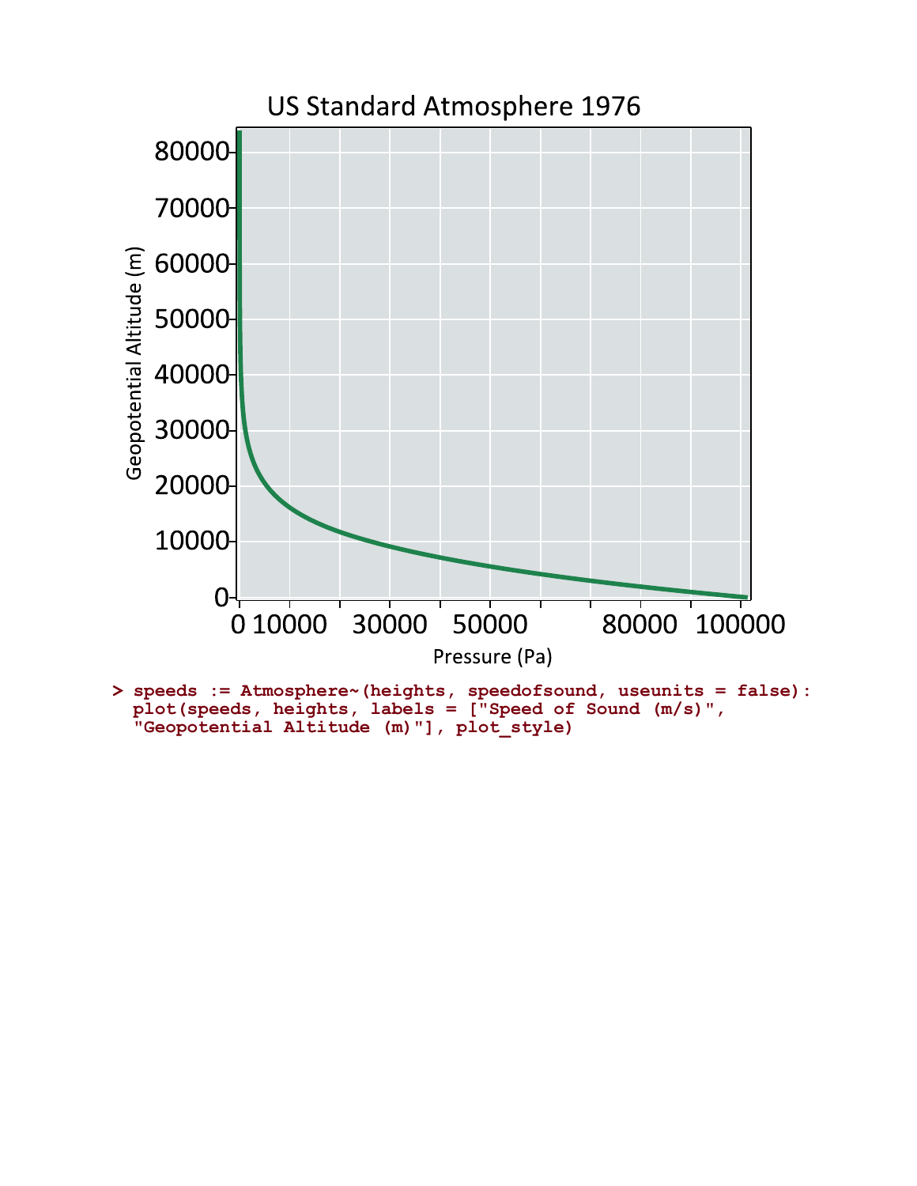```
> speeds := Atmosphere~(heights, speedofsound, useunits = false):
  plot(speeds, heights, labels = ["Speed of Sound (m/s)",
  "Geopotential Altitude (m)"], plot_style)
```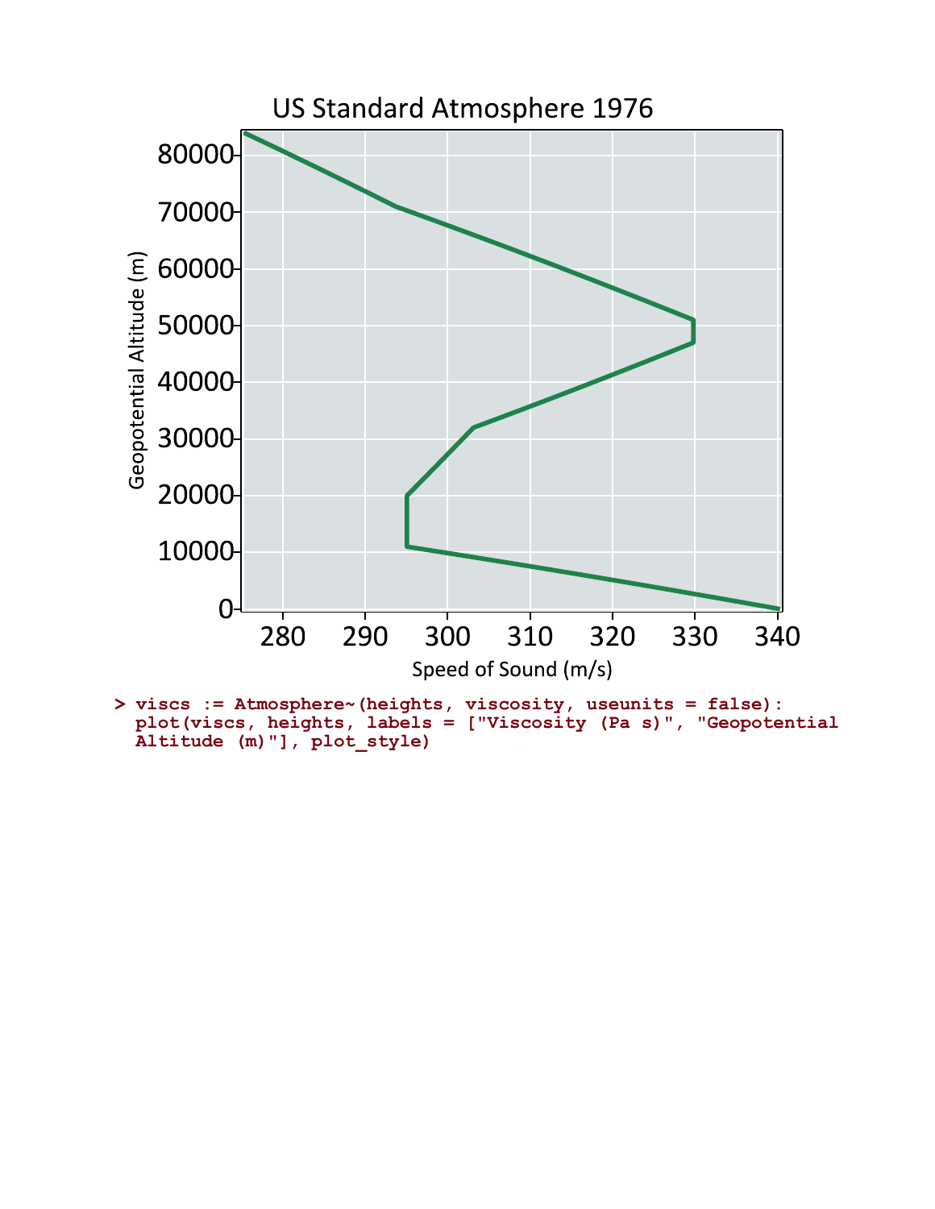```
> viscs := Atmosphere~(heights, viscosity, useunits = false):
  plot(viscs, heights, labels = ["Viscosity (Pa s)", "Geopotential
  Altitude (m)"], plot_style)
```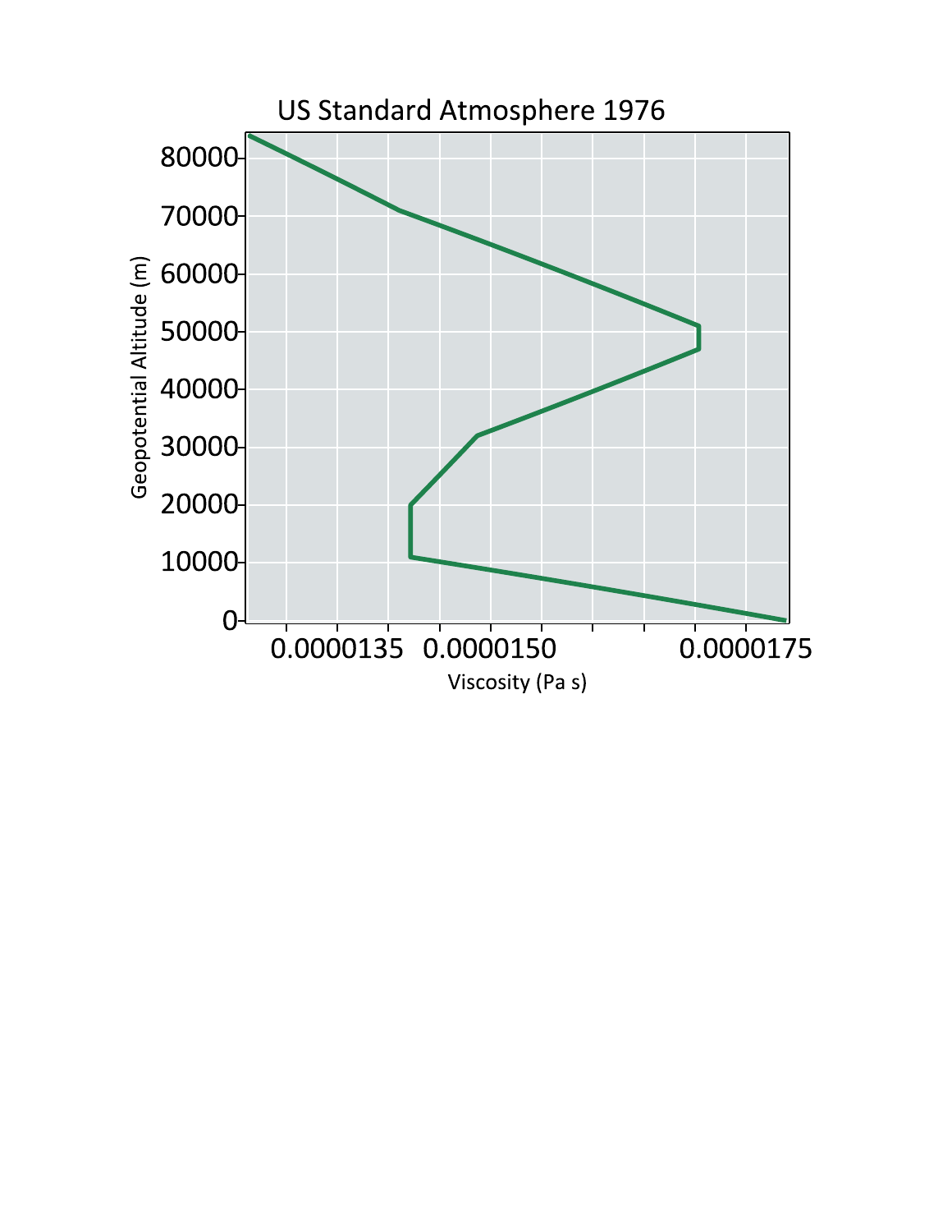US Standard Atmosphere 1976

Geopotential Altitude (m)

80000

70000

60000

50000

40000

30000

20000

10000

0

0.0000135 0.0000150 0.0000175

Viscosity (Pa s)